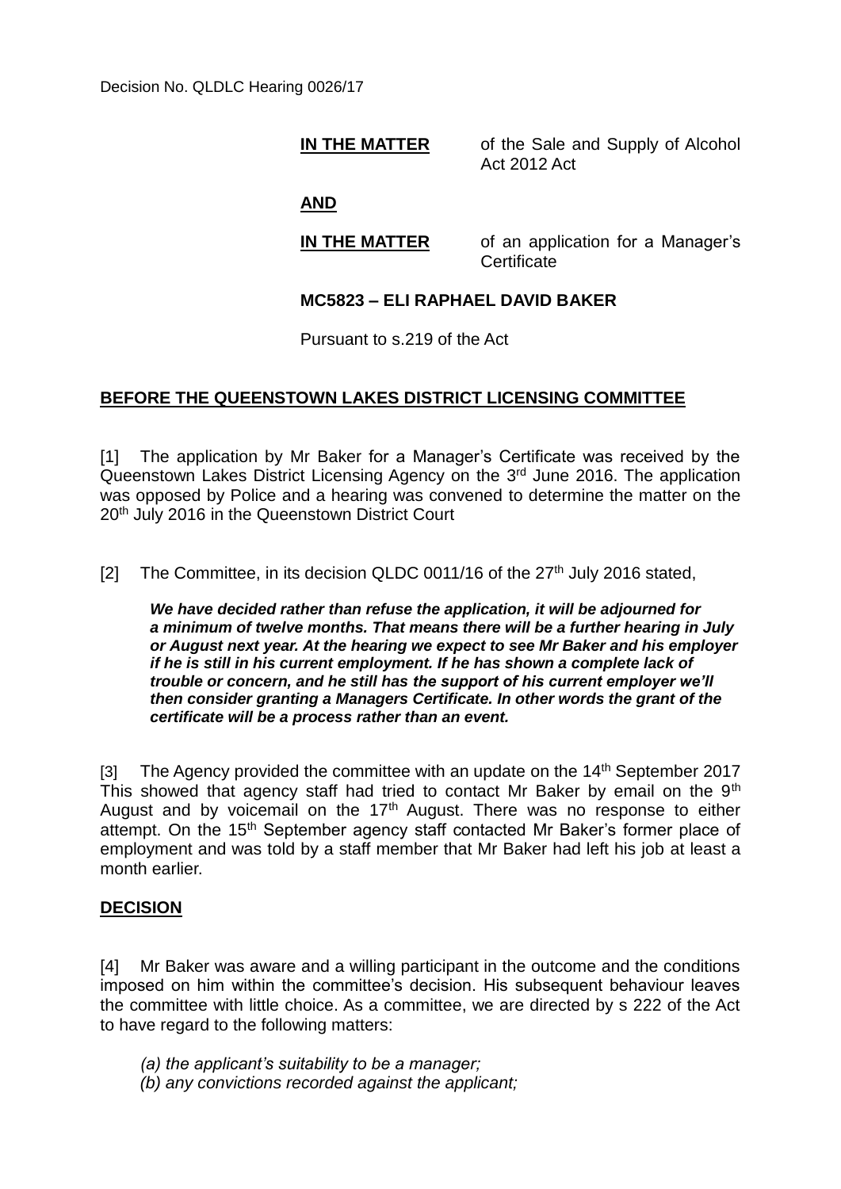Decision No. QLDLC Hearing 0026/17

**IN THE MATTER** of the Sale and Supply of Alcohol Act 2012 Act

**AND**

**IN THE MATTER** of an application for a Manager's Certificate

**MC5823 – ELI RAPHAEL DAVID BAKER**

Pursuant to s.219 of the Act

## BEFORE THE QUEENSTOWN LAKES DISTRICT LICENSING COMMITTEE

[1] The application by Mr Baker for a Manager's Certificate was received by the Queenstown Lakes District Licensing Agency on the 3rd June 2016. The application was opposed by Police and a hearing was convened to determine the matter on the 20th July 2016 in the Queenstown District Court

[2] The Committee, in its decision QLDC 0011/16 of the 27th July 2016 stated,

> ***We have decided rather than refuse the application, it will be adjourned for a minimum of twelve months. That means there will be a further hearing in July or August next year. At the hearing we expect to see Mr Baker and his employer if he is still in his current employment. If he has shown a complete lack of trouble or concern, and he still has the support of his current employer we'll then consider granting a Managers Certificate. In other words the grant of the certificate will be a process rather than an event.***

[3] The Agency provided the committee with an update on the 14th September 2017 This showed that agency staff had tried to contact Mr Baker by email on the 9th August and by voicemail on the 17th August. There was no response to either attempt. On the 15th September agency staff contacted Mr Baker's former place of employment and was told by a staff member that Mr Baker had left his job at least a month earlier.

## DECISION

[4] Mr Baker was aware and a willing participant in the outcome and the conditions imposed on him within the committee's decision. His subsequent behaviour leaves the committee with little choice. As a committee, we are directed by s 222 of the Act to have regard to the following matters:

*(a) the applicant's suitability to be a manager;*
*(b) any convictions recorded against the applicant;*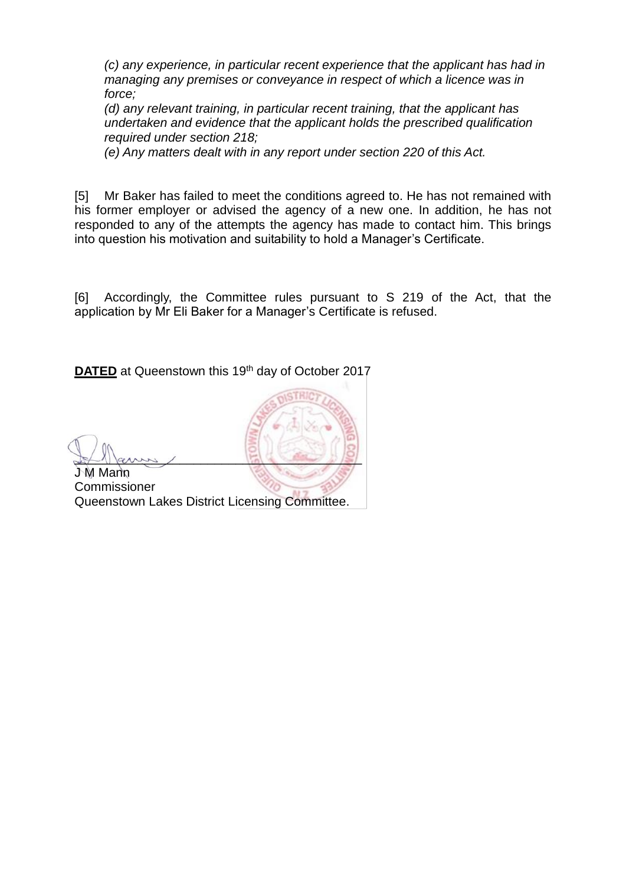*(c) any experience, in particular recent experience that the applicant has had in managing any premises or conveyance in respect of which a licence was in force;*
*(d) any relevant training, in particular recent training, that the applicant has undertaken and evidence that the applicant holds the prescribed qualification required under section 218;*
*(e) Any matters dealt with in any report under section 220 of this Act.*

[5] Mr Baker has failed to meet the conditions agreed to. He has not remained with his former employer or advised the agency of a new one. In addition, he has not responded to any of the attempts the agency has made to contact him. This brings into question his motivation and suitability to hold a Manager's Certificate.

[6] Accordingly, the Committee rules pursuant to S 219 of the Act, that the application by Mr Eli Baker for a Manager's Certificate is refused.

**DATED** at Queenstown this 19th day of October 2017

J M Mann
Commissioner
Queenstown Lakes District Licensing Committee.